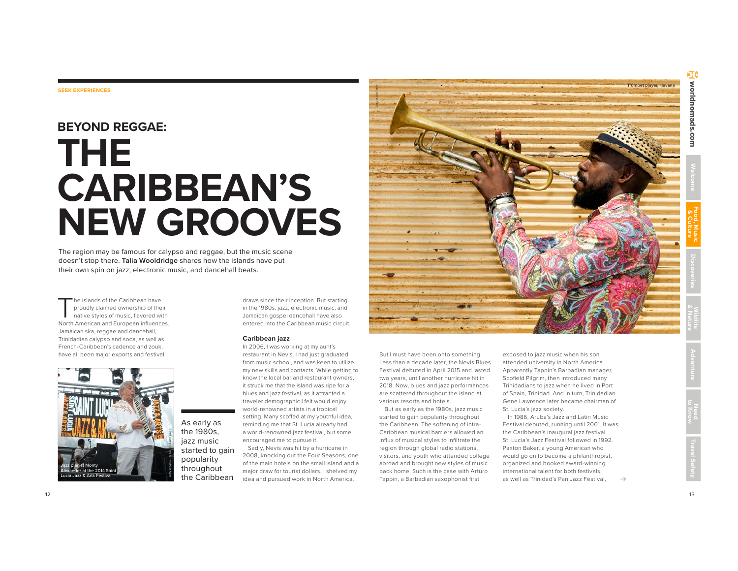SEEK EXPERIENCES

# BEYOND REGGAE: THE CARIBBEAN'S NEW GROOVES

The region may be famous for calypso and reggae, but the music scene doesn't stop there. **Talia Wooldridge** shares how the islands have put their own spin on jazz, electronic music, and dancehall beats.

The islands of the Caribbean have proudly claimed ownership of their native styles of music, flavored with North American and European influences. Jamaican ska, reggae and dancehall, Trinidadian calypso and soca, as well as French-Caribbean's cadence and zouk, have all been major exports and festival draws since their inception. But starting in the 1980s, jazz, electronic music, and Jamaican gospel dancehall have also entered into the Caribbean music circuit.

Jazz pianist Monty Alexander at the 2014 Saint Lucia Jazz & Arts Festival

> As early as the 1980s, jazz music started to gain popularity throughout the Caribbean

## Caribbean jazz

In 2006, I was working at my aunt's restaurant in Nevis. I had just graduated from music school, and was keen to utilize my new skills and contacts. While getting to know the local bar and restaurant owners, it struck me that the island was ripe for a blues and jazz festival, as it attracted a traveler demographic I felt would enjoy world-renowned artists in a tropical setting. Many scoffed at my youthful idea, reminding me that St. Lucia already had a world-renowned jazz festival, but some encouraged me to pursue it.

Sadly, Nevis was hit by a hurricane in 2008, knocking out the Four Seasons, one of the main hotels on the small island and a major draw for tourist dollars. I shelved my idea and pursued work in North America.

Trumpet player, Havana

But I must have been onto something. Less than a decade later, the Nevis Blues Festival debuted in April 2015 and lasted two years, until another hurricane hit in 2018. Now, blues and jazz performances are scattered throughout the island at various resorts and hotels.

But as early as the 1980s, jazz music started to gain popularity throughout the Caribbean. The softening of intra-Caribbean musical barriers allowed an influx of musical styles to infiltrate the region through global radio stations, visitors, and youth who attended college abroad and brought new styles of music back home. Such is the case with Arturo Tappin, a Barbadian saxophonist first exposed to jazz music when his son attended university in North America. Apparently Tappin's Barbadian manager, Scofield Pilgrim, then introduced many Trinidadians to jazz when he lived in Port of Spain, Trinidad. And in turn, Trinidadian Gene Lawrence later became chairman of St. Lucia's jazz society.

In 1986, Aruba's Jazz and Latin Music Festival debuted, running until 2001. It was the Caribbean's inaugural jazz festival. St. Lucia's Jazz Festival followed in 1992. Paxton Baker, a young American who would go on to become a philanthropist, organized and booked award-winning international talent for both festivals, as well as Trinidad's Pan Jazz Festival,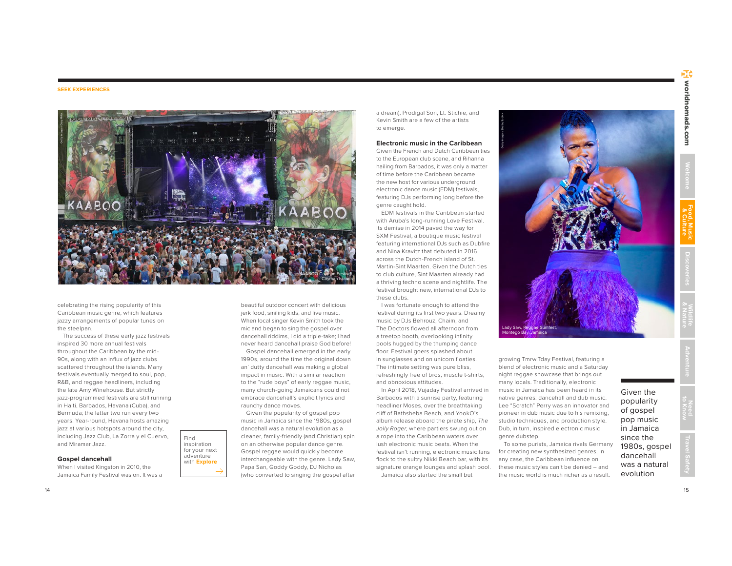**SEEK EXPERIENCES**

KAABOO Cayman Festival, Cayman Islands

celebrating the rising popularity of this Caribbean music genre, which features jazzy arrangements of popular tunes on the steelpan.

The success of these early jazz festivals inspired 30 more annual festivals throughout the Caribbean by the mid-90s, along with an influx of jazz clubs scattered throughout the islands. Many festivals eventually merged to soul, pop, R&B, and reggae headliners, including the late Amy Winehouse. But strictly jazz-programmed festivals are still running in Haiti, Barbados, Havana (Cuba), and Bermuda; the latter two run every two years. Year-round, Havana hosts amazing jazz at various hotspots around the city, including Jazz Club, La Zorra y el Cuervo, and Miramar Jazz.

## Gospel dancehall

When I visited Kingston in 2010, the Jamaica Family Festival was on. It was a beautiful outdoor concert with delicious jerk food, smiling kids, and live music. When local singer Kevin Smith took the mic and began to sing the gospel over dancehall riddims, I did a triple-take; I had never heard dancehall praise God before!

Gospel dancehall emerged in the early 1990s, around the time the original down an' dutty dancehall was making a global impact in music. With a similar reaction to the "rude boys" of early reggae music, many church-going Jamaicans could not embrace dancehall's explicit lyrics and raunchy dance moves.

Given the popularity of gospel pop music in Jamaica since the 1980s, gospel dancehall was a natural evolution as a cleaner, family-friendly (and Christian) spin on an otherwise popular dance genre. Gospel reggae would quickly become interchangeable with the genre. Lady Saw, Papa San, Goddy Goddy, DJ Nicholas (who converted to singing the gospel after a dream), Prodigal Son, Lt. Stichie, and Kevin Smith are a few of the artists to emerge.

Find inspiration for your next adventure with **Explore** →

## Electronic music in the Caribbean

Given the French and Dutch Caribbean ties to the European club scene, and Rihanna hailing from Barbados, it was only a matter of time before the Caribbean became the new host for various underground electronic dance music (EDM) festivals, featuring DJs performing long before the genre caught hold.

EDM festivals in the Caribbean started with Aruba's long-running Love Festival. Its demise in 2014 paved the way for SXM Festival, a boutique music festival featuring international DJs such as Dubfire and Nina Kravitz that debuted in 2016 across the Dutch-French island of St. Martin-Sint Maarten. Given the Dutch ties to club culture, Sint Maarten already had a thriving techno scene and nightlife. The festival brought new, international DJs to these clubs.

I was fortunate enough to attend the festival during its first two years. Dreamy music by DJs Behrouz, Chaim, and The Doctors flowed all afternoon from a treetop booth, overlooking infinity pools hugged by the thumping dance floor. Festival goers splashed about in sunglasses and on unicorn floaties. The intimate setting was pure bliss, refreshingly free of bros, muscle t-shirts, and obnoxious attitudes.

In April 2018, Vujaday Festival arrived in Barbados with a sunrise party, featuring headliner Moses, over the breathtaking cliff of Bathsheba Beach, and YookO's album release aboard the pirate ship, *The Jolly Roger*, where partiers swung out on a rope into the Caribbean waters over lush electronic music beats. When the festival isn't running, electronic music fans flock to the sultry Nikki Beach bar, with its signature orange lounges and splash pool.

Jamaica also started the small but growing Tmrw.Tday Festival, featuring a blend of electronic music and a Saturday night reggae showcase that brings out many locals. Traditionally, electronic music in Jamaica has been heard in its native genres: dancehall and dub music. Lee "Scratch" Perry was an innovator and pioneer in dub music due to his remixing, studio techniques, and production style. Dub, in turn, inspired electronic music genre dubstep.

To some purists, Jamaica rivals Germany for creating new synthesized genres. In any case, the Caribbean influence on these music styles can't be denied – and the music world is much richer as a result.

Lady Saw, Reggae Sumfest, Montego Bay, Jamaica

Given the popularity of gospel pop music in Jamaica since the 1980s, gospel dancehall was a natural evolution